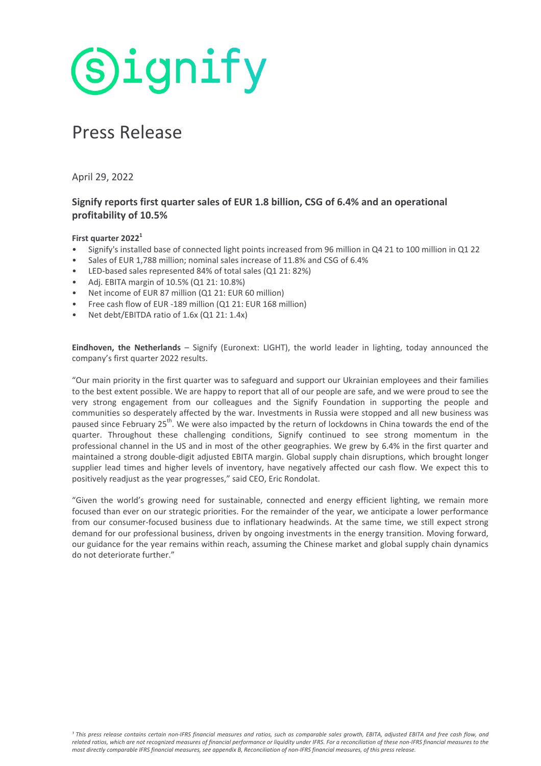# Press Release

April 29, 2022

## Signify reports first quarter sales of EUR 1.8 billion, CSG of 6.4% and an operational profitability of 10.5%

**First quarter 2022**[1]

- Signify's installed base of connected light points increased from 96 million in Q4 21 to 100 million in Q1 22
- Sales of EUR 1,788 million; nominal sales increase of 11.8% and CSG of 6.4%
- LED-based sales represented 84% of total sales (Q1 21: 82%)
- Adj. EBITA margin of 10.5% (Q1 21: 10.8%)
- Net income of EUR 87 million (Q1 21: EUR 60 million)
- Free cash flow of EUR -189 million (Q1 21: EUR 168 million)
- Net debt/EBITDA ratio of 1.6x (Q1 21: 1.4x)

**Eindhoven, the Netherlands** – Signify (Euronext: LIGHT), the world leader in lighting, today announced the company's first quarter 2022 results.

"Our main priority in the first quarter was to safeguard and support our Ukrainian employees and their families to the best extent possible. We are happy to report that all of our people are safe, and we were proud to see the very strong engagement from our colleagues and the Signify Foundation in supporting the people and communities so desperately affected by the war. Investments in Russia were stopped and all new business was paused since February 25th. We were also impacted by the return of lockdowns in China towards the end of the quarter. Throughout these challenging conditions, Signify continued to see strong momentum in the professional channel in the US and in most of the other geographies. We grew by 6.4% in the first quarter and maintained a strong double-digit adjusted EBITA margin. Global supply chain disruptions, which brought longer supplier lead times and higher levels of inventory, have negatively affected our cash flow. We expect this to positively readjust as the year progresses," said CEO, Eric Rondolat.

"Given the world's growing need for sustainable, connected and energy efficient lighting, we remain more focused than ever on our strategic priorities. For the remainder of the year, we anticipate a lower performance from our consumer-focused business due to inflationary headwinds. At the same time, we still expect strong demand for our professional business, driven by ongoing investments in the energy transition. Moving forward, our guidance for the year remains within reach, assuming the Chinese market and global supply chain dynamics do not deteriorate further."

*[1] This press release contains certain non-IFRS financial measures and ratios, such as comparable sales growth, EBITA, adjusted EBITA and free cash flow, and related ratios, which are not recognized measures of financial performance or liquidity under IFRS. For a reconciliation of these non-IFRS financial measures to the most directly comparable IFRS financial measures, see appendix B, Reconciliation of non-IFRS financial measures, of this press release.*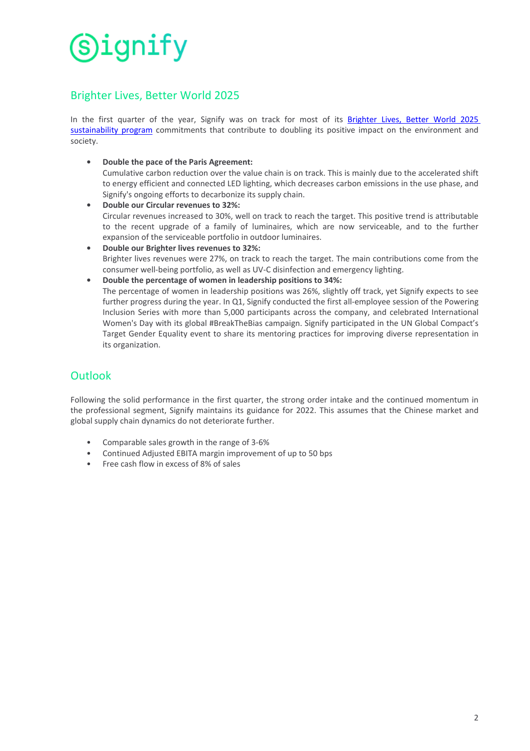## Brighter Lives, Better World 2025

In the first quarter of the year, Signify was on track for most of its [Brighter Lives, Better World 2025 sustainability program]() commitments that contribute to doubling its positive impact on the environment and society.

- **Double the pace of the Paris Agreement:**
  Cumulative carbon reduction over the value chain is on track. This is mainly due to the accelerated shift to energy efficient and connected LED lighting, which decreases carbon emissions in the use phase, and Signify's ongoing efforts to decarbonize its supply chain.
- **Double our Circular revenues to 32%:**
  Circular revenues increased to 30%, well on track to reach the target. This positive trend is attributable to the recent upgrade of a family of luminaires, which are now serviceable, and to the further expansion of the serviceable portfolio in outdoor luminaires.
- **Double our Brighter lives revenues to 32%:**
  Brighter lives revenues were 27%, on track to reach the target. The main contributions come from the consumer well-being portfolio, as well as UV-C disinfection and emergency lighting.
- **Double the percentage of women in leadership positions to 34%:**
  The percentage of women in leadership positions was 26%, slightly off track, yet Signify expects to see further progress during the year. In Q1, Signify conducted the first all-employee session of the Powering Inclusion Series with more than 5,000 participants across the company, and celebrated International Women's Day with its global #BreakTheBias campaign. Signify participated in the UN Global Compact's Target Gender Equality event to share its mentoring practices for improving diverse representation in its organization.

## Outlook

Following the solid performance in the first quarter, the strong order intake and the continued momentum in the professional segment, Signify maintains its guidance for 2022. This assumes that the Chinese market and global supply chain dynamics do not deteriorate further.

- Comparable sales growth in the range of 3-6%
- Continued Adjusted EBITA margin improvement of up to 50 bps
- Free cash flow in excess of 8% of sales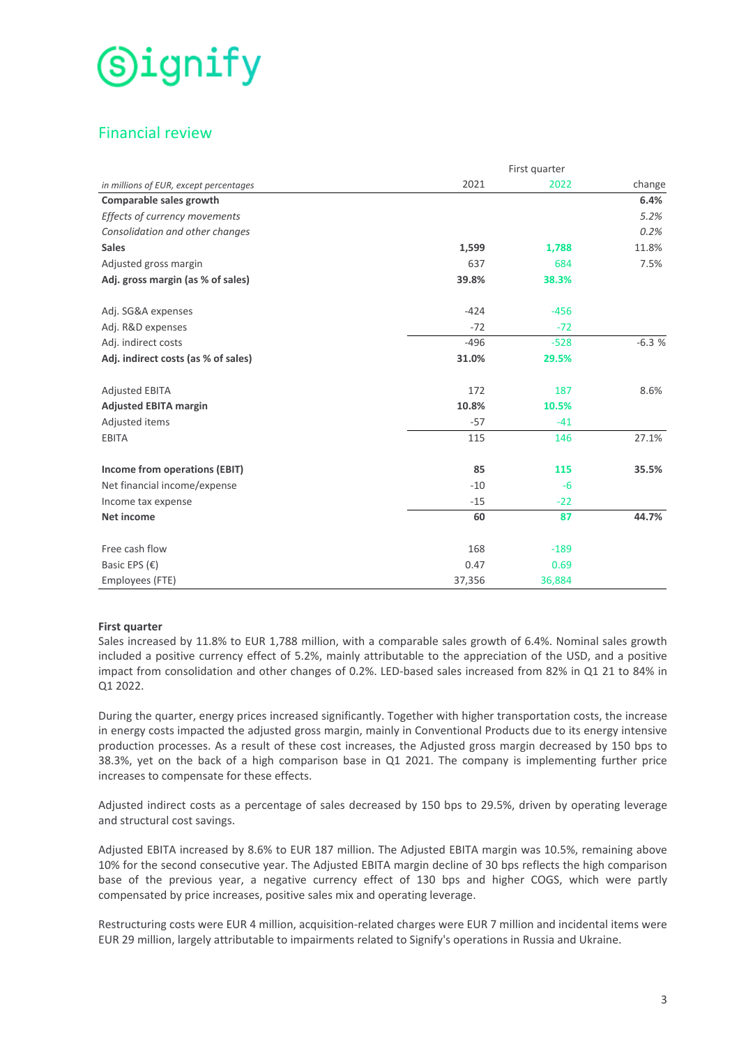# Financial review

| *in millions of EUR, except percentages* | First quarter 2021 | 2022 | change |
|---|---|---|---|
| **Comparable sales growth** | | | **6.4%** |
| *Effects of currency movements* | | | *5.2%* |
| *Consolidation and other changes* | | | *0.2%* |
| **Sales** | **1,599** | **1,788** | 11.8% |
| Adjusted gross margin | 637 | 684 | 7.5% |
| **Adj. gross margin (as % of sales)** | **39.8%** | **38.3%** | |
| | | | |
| Adj. SG&A expenses | -424 | -456 | |
| Adj. R&D expenses | -72 | -72 | |
| Adj. indirect costs | -496 | -528 | -6.3 % |
| **Adj. indirect costs (as % of sales)** | **31.0%** | **29.5%** | |
| | | | |
| Adjusted EBITA | 172 | 187 | 8.6% |
| **Adjusted EBITA margin** | **10.8%** | **10.5%** | |
| Adjusted items | -57 | -41 | |
| EBITA | 115 | 146 | 27.1% |
| | | | |
| **Income from operations (EBIT)** | **85** | **115** | **35.5%** |
| Net financial income/expense | -10 | -6 | |
| Income tax expense | -15 | -22 | |
| **Net income** | **60** | **87** | **44.7%** |
| | | | |
| Free cash flow | 168 | -189 | |
| Basic EPS (€) | 0.47 | 0.69 | |
| Employees (FTE) | 37,356 | 36,884 | |

**First quarter**

Sales increased by 11.8% to EUR 1,788 million, with a comparable sales growth of 6.4%. Nominal sales growth included a positive currency effect of 5.2%, mainly attributable to the appreciation of the USD, and a positive impact from consolidation and other changes of 0.2%. LED-based sales increased from 82% in Q1 21 to 84% in Q1 2022.

During the quarter, energy prices increased significantly. Together with higher transportation costs, the increase in energy costs impacted the adjusted gross margin, mainly in Conventional Products due to its energy intensive production processes. As a result of these cost increases, the Adjusted gross margin decreased by 150 bps to 38.3%, yet on the back of a high comparison base in Q1 2021. The company is implementing further price increases to compensate for these effects.

Adjusted indirect costs as a percentage of sales decreased by 150 bps to 29.5%, driven by operating leverage and structural cost savings.

Adjusted EBITA increased by 8.6% to EUR 187 million. The Adjusted EBITA margin was 10.5%, remaining above 10% for the second consecutive year. The Adjusted EBITA margin decline of 30 bps reflects the high comparison base of the previous year, a negative currency effect of 130 bps and higher COGS, which were partly compensated by price increases, positive sales mix and operating leverage.

Restructuring costs were EUR 4 million, acquisition-related charges were EUR 7 million and incidental items were EUR 29 million, largely attributable to impairments related to Signify's operations in Russia and Ukraine.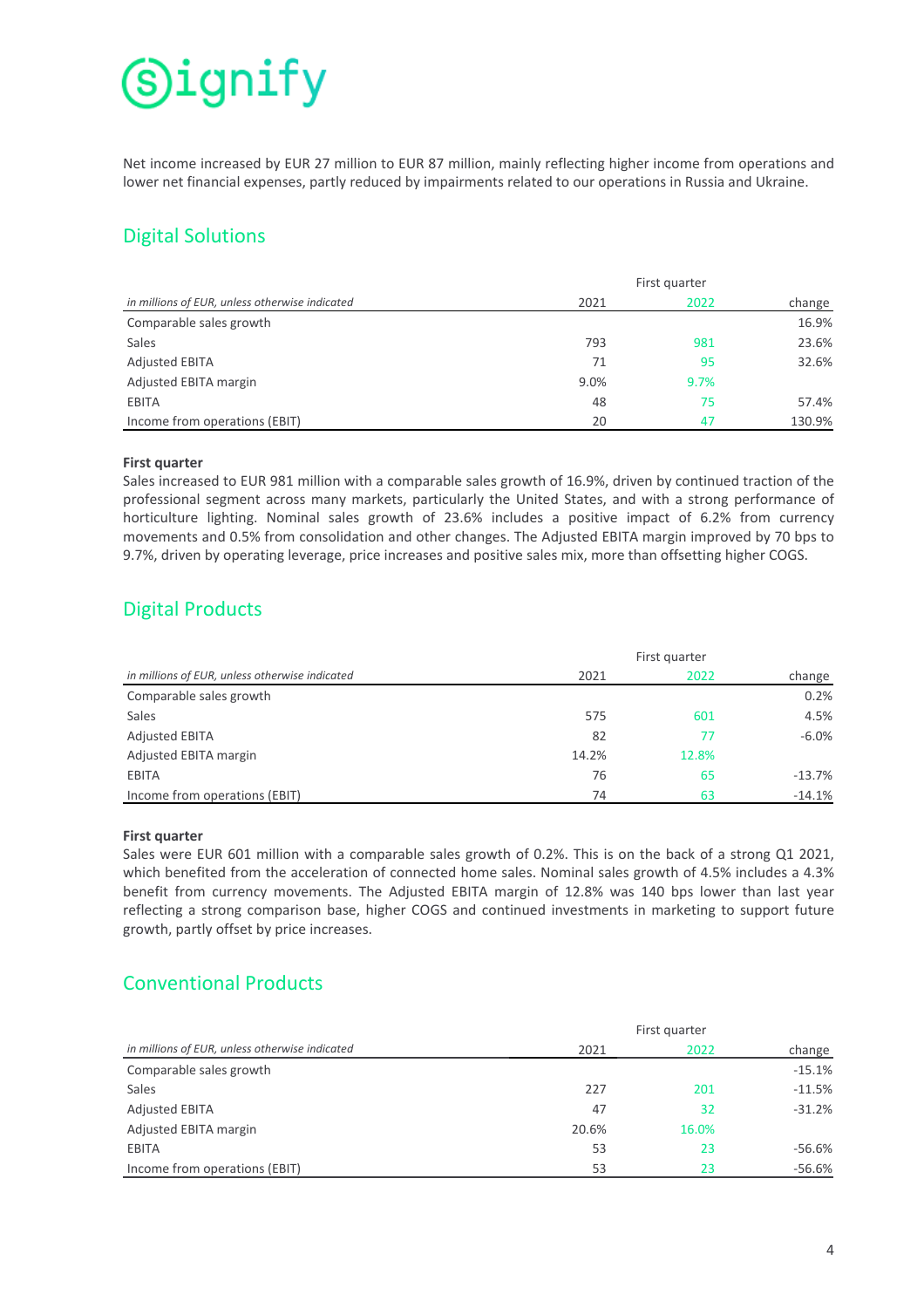Net income increased by EUR 27 million to EUR 87 million, mainly reflecting higher income from operations and lower net financial expenses, partly reduced by impairments related to our operations in Russia and Ukraine.

## Digital Solutions

| | First quarter | | |
|---|---|---|---|
| *in millions of EUR, unless otherwise indicated* | 2021 | 2022 | change |
| Comparable sales growth | | | 16.9% |
| Sales | 793 | 981 | 23.6% |
| Adjusted EBITA | 71 | 95 | 32.6% |
| Adjusted EBITA margin | 9.0% | 9.7% | |
| EBITA | 48 | 75 | 57.4% |
| Income from operations (EBIT) | 20 | 47 | 130.9% |

**First quarter**

Sales increased to EUR 981 million with a comparable sales growth of 16.9%, driven by continued traction of the professional segment across many markets, particularly the United States, and with a strong performance of horticulture lighting. Nominal sales growth of 23.6% includes a positive impact of 6.2% from currency movements and 0.5% from consolidation and other changes. The Adjusted EBITA margin improved by 70 bps to 9.7%, driven by operating leverage, price increases and positive sales mix, more than offsetting higher COGS.

## Digital Products

| | First quarter | | |
|---|---|---|---|
| *in millions of EUR, unless otherwise indicated* | 2021 | 2022 | change |
| Comparable sales growth | | | 0.2% |
| Sales | 575 | 601 | 4.5% |
| Adjusted EBITA | 82 | 77 | -6.0% |
| Adjusted EBITA margin | 14.2% | 12.8% | |
| EBITA | 76 | 65 | -13.7% |
| Income from operations (EBIT) | 74 | 63 | -14.1% |

**First quarter**

Sales were EUR 601 million with a comparable sales growth of 0.2%. This is on the back of a strong Q1 2021, which benefited from the acceleration of connected home sales. Nominal sales growth of 4.5% includes a 4.3% benefit from currency movements. The Adjusted EBITA margin of 12.8% was 140 bps lower than last year reflecting a strong comparison base, higher COGS and continued investments in marketing to support future growth, partly offset by price increases.

## Conventional Products

| | First quarter | | |
|---|---|---|---|
| *in millions of EUR, unless otherwise indicated* | 2021 | 2022 | change |
| Comparable sales growth | | | -15.1% |
| Sales | 227 | 201 | -11.5% |
| Adjusted EBITA | 47 | 32 | -31.2% |
| Adjusted EBITA margin | 20.6% | 16.0% | |
| EBITA | 53 | 23 | -56.6% |
| Income from operations (EBIT) | 53 | 23 | -56.6% |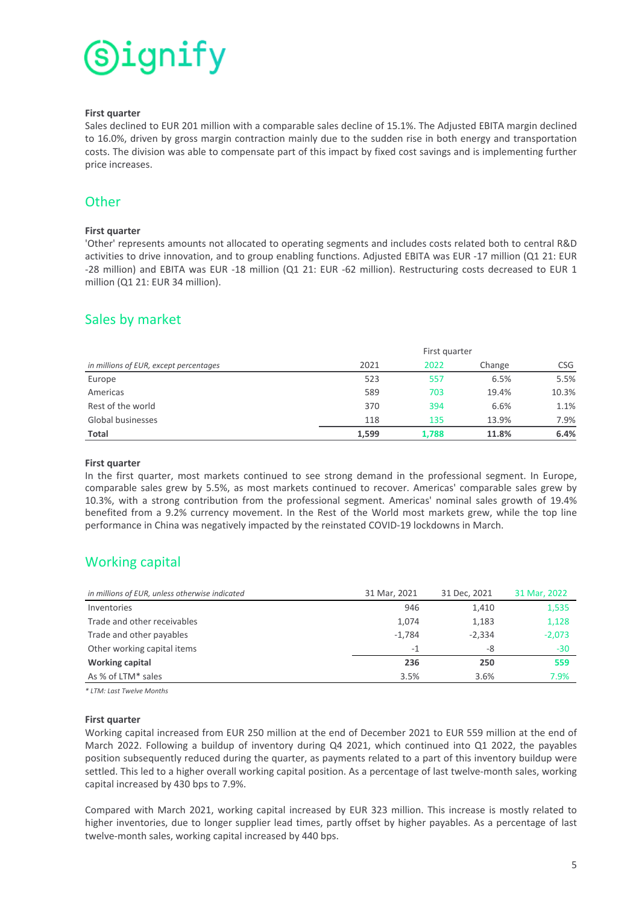**First quarter**

Sales declined to EUR 201 million with a comparable sales decline of 15.1%. The Adjusted EBITA margin declined to 16.0%, driven by gross margin contraction mainly due to the sudden rise in both energy and transportation costs. The division was able to compensate part of this impact by fixed cost savings and is implementing further price increases.

## Other

**First quarter**

'Other' represents amounts not allocated to operating segments and includes costs related both to central R&D activities to drive innovation, and to group enabling functions. Adjusted EBITA was EUR -17 million (Q1 21: EUR -28 million) and EBITA was EUR -18 million (Q1 21: EUR -62 million). Restructuring costs decreased to EUR 1 million (Q1 21: EUR 34 million).

## Sales by market

| | First quarter | | | |
|---|---|---|---|---|
| *in millions of EUR, except percentages* | 2021 | 2022 | Change | CSG |
| Europe | 523 | 557 | 6.5% | 5.5% |
| Americas | 589 | 703 | 19.4% | 10.3% |
| Rest of the world | 370 | 394 | 6.6% | 1.1% |
| Global businesses | 118 | 135 | 13.9% | 7.9% |
| **Total** | **1,599** | **1,788** | **11.8%** | **6.4%** |

**First quarter**

In the first quarter, most markets continued to see strong demand in the professional segment. In Europe, comparable sales grew by 5.5%, as most markets continued to recover. Americas' comparable sales grew by 10.3%, with a strong contribution from the professional segment. Americas' nominal sales growth of 19.4% benefited from a 9.2% currency movement. In the Rest of the World most markets grew, while the top line performance in China was negatively impacted by the reinstated COVID-19 lockdowns in March.

## Working capital

| *in millions of EUR, unless otherwise indicated* | 31 Mar, 2021 | 31 Dec, 2021 | 31 Mar, 2022 |
|---|---|---|---|
| Inventories | 946 | 1,410 | 1,535 |
| Trade and other receivables | 1,074 | 1,183 | 1,128 |
| Trade and other payables | -1,784 | -2,334 | -2,073 |
| Other working capital items | -1 | -8 | -30 |
| **Working capital** | **236** | **250** | **559** |
| As % of LTM* sales | 3.5% | 3.6% | 7.9% |

*\* LTM: Last Twelve Months*

**First quarter**

Working capital increased from EUR 250 million at the end of December 2021 to EUR 559 million at the end of March 2022. Following a buildup of inventory during Q4 2021, which continued into Q1 2022, the payables position subsequently reduced during the quarter, as payments related to a part of this inventory buildup were settled. This led to a higher overall working capital position. As a percentage of last twelve-month sales, working capital increased by 430 bps to 7.9%.

Compared with March 2021, working capital increased by EUR 323 million. This increase is mostly related to higher inventories, due to longer supplier lead times, partly offset by higher payables. As a percentage of last twelve-month sales, working capital increased by 440 bps.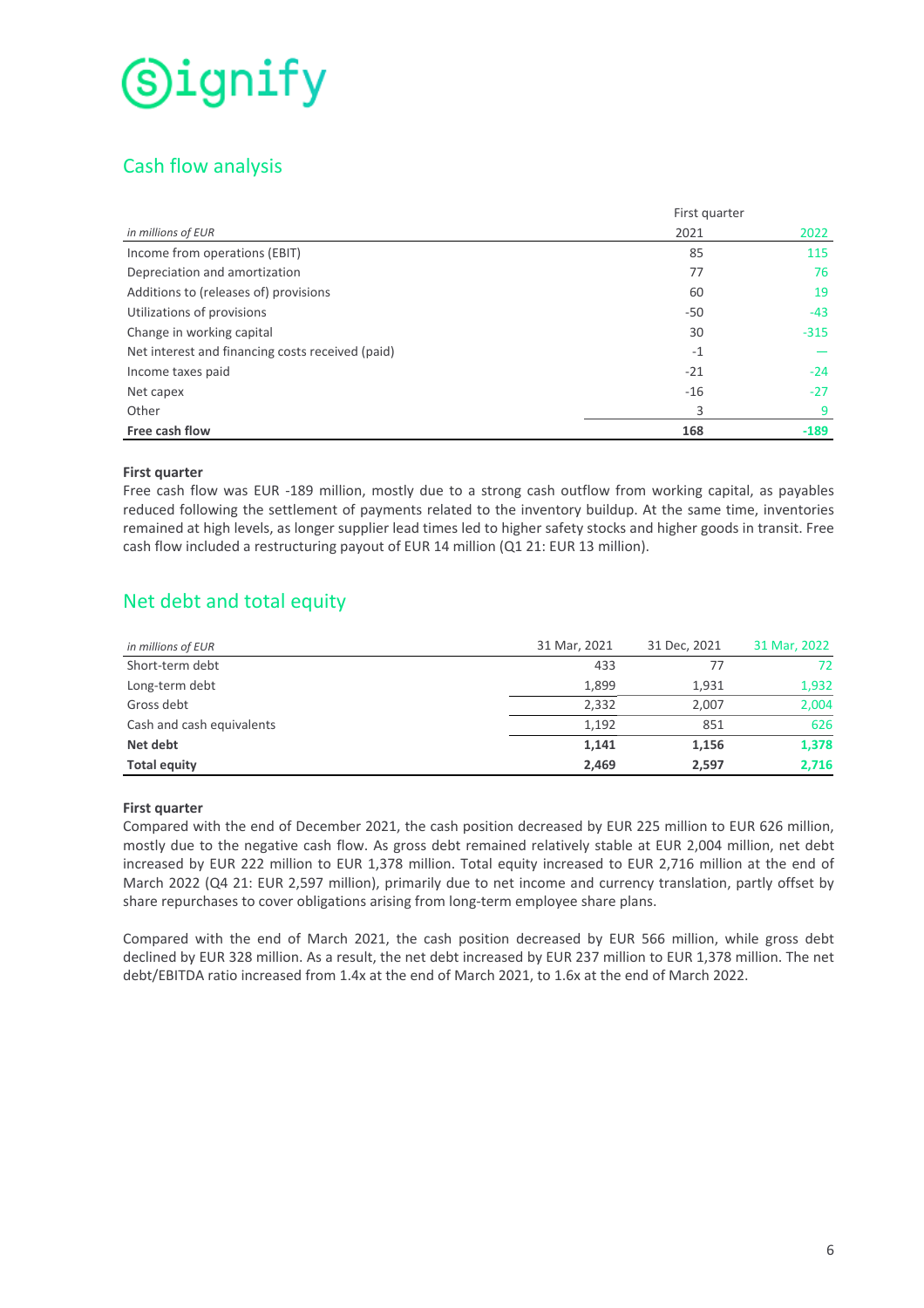## Cash flow analysis

| *in millions of EUR* | First quarter 2021 | 2022 |
|---|---|---|
| Income from operations (EBIT) | 85 | 115 |
| Depreciation and amortization | 77 | 76 |
| Additions to (releases of) provisions | 60 | 19 |
| Utilizations of provisions | -50 | -43 |
| Change in working capital | 30 | -315 |
| Net interest and financing costs received (paid) | -1 | — |
| Income taxes paid | -21 | -24 |
| Net capex | -16 | -27 |
| Other | 3 | 9 |
| **Free cash flow** | **168** | **-189** |

**First quarter**

Free cash flow was EUR -189 million, mostly due to a strong cash outflow from working capital, as payables reduced following the settlement of payments related to the inventory buildup. At the same time, inventories remained at high levels, as longer supplier lead times led to higher safety stocks and higher goods in transit. Free cash flow included a restructuring payout of EUR 14 million (Q1 21: EUR 13 million).

## Net debt and total equity

| *in millions of EUR* | 31 Mar, 2021 | 31 Dec, 2021 | 31 Mar, 2022 |
|---|---|---|---|
| Short-term debt | 433 | 77 | 72 |
| Long-term debt | 1,899 | 1,931 | 1,932 |
| Gross debt | 2,332 | 2,007 | 2,004 |
| Cash and cash equivalents | 1,192 | 851 | 626 |
| **Net debt** | **1,141** | **1,156** | **1,378** |
| **Total equity** | **2,469** | **2,597** | **2,716** |

**First quarter**

Compared with the end of December 2021, the cash position decreased by EUR 225 million to EUR 626 million, mostly due to the negative cash flow. As gross debt remained relatively stable at EUR 2,004 million, net debt increased by EUR 222 million to EUR 1,378 million. Total equity increased to EUR 2,716 million at the end of March 2022 (Q4 21: EUR 2,597 million), primarily due to net income and currency translation, partly offset by share repurchases to cover obligations arising from long-term employee share plans.

Compared with the end of March 2021, the cash position decreased by EUR 566 million, while gross debt declined by EUR 328 million. As a result, the net debt increased by EUR 237 million to EUR 1,378 million. The net debt/EBITDA ratio increased from 1.4x at the end of March 2021, to 1.6x at the end of March 2022.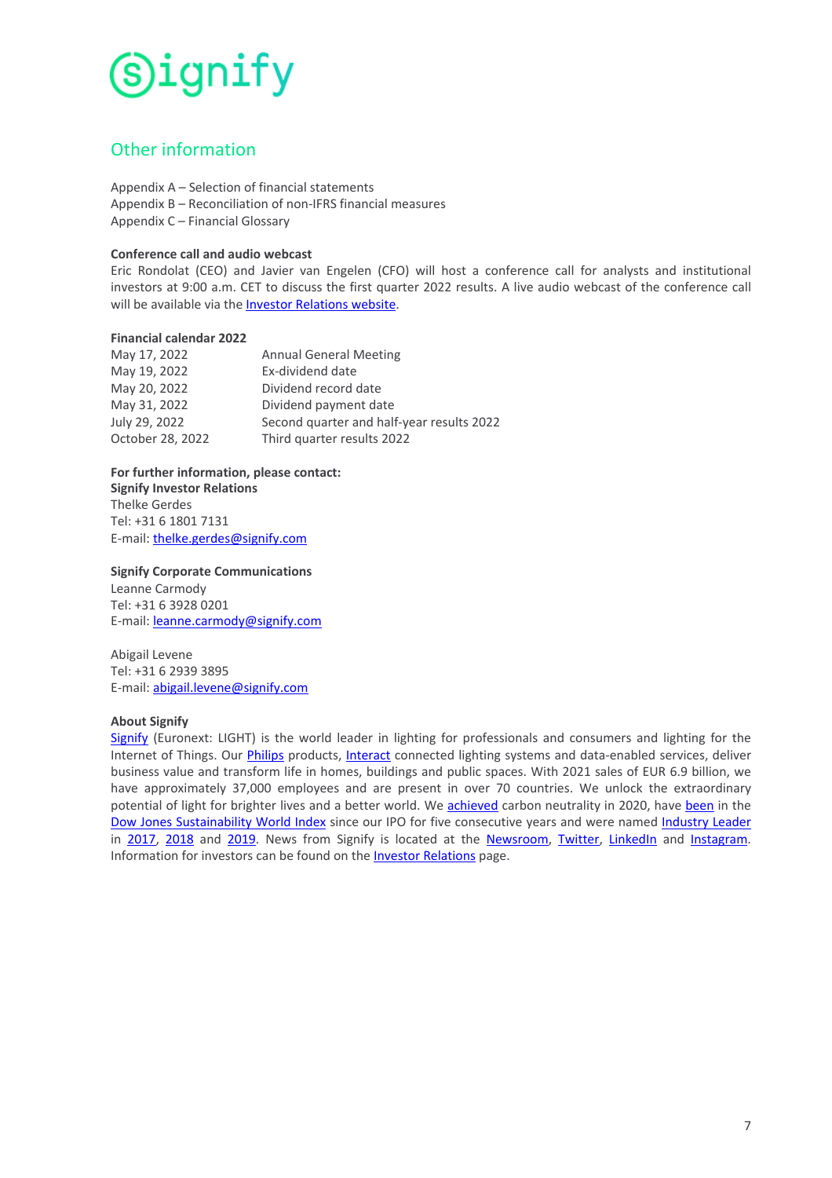## Other information

Appendix A – Selection of financial statements
Appendix B – Reconciliation of non-IFRS financial measures
Appendix C – Financial Glossary

**Conference call and audio webcast**

Eric Rondolat (CEO) and Javier van Engelen (CFO) will host a conference call for analysts and institutional investors at 9:00 a.m. CET to discuss the first quarter 2022 results. A live audio webcast of the conference call will be available via the Investor Relations website.

**Financial calendar 2022**

| | |
|---|---|
| May 17, 2022 | Annual General Meeting |
| May 19, 2022 | Ex-dividend date |
| May 20, 2022 | Dividend record date |
| May 31, 2022 | Dividend payment date |
| July 29, 2022 | Second quarter and half-year results 2022 |
| October 28, 2022 | Third quarter results 2022 |

**For further information, please contact:**
**Signify Investor Relations**
Thelke Gerdes
Tel: +31 6 1801 7131
E-mail: thelke.gerdes@signify.com

**Signify Corporate Communications**
Leanne Carmody
Tel: +31 6 3928 0201
E-mail: leanne.carmody@signify.com

Abigail Levene
Tel: +31 6 2939 3895
E-mail: abigail.levene@signify.com

**About Signify**

Signify (Euronext: LIGHT) is the world leader in lighting for professionals and consumers and lighting for the Internet of Things. Our Philips products, Interact connected lighting systems and data-enabled services, deliver business value and transform life in homes, buildings and public spaces. With 2021 sales of EUR 6.9 billion, we have approximately 37,000 employees and are present in over 70 countries. We unlock the extraordinary potential of light for brighter lives and a better world. We achieved carbon neutrality in 2020, have been in the Dow Jones Sustainability World Index since our IPO for five consecutive years and were named Industry Leader in 2017, 2018 and 2019. News from Signify is located at the Newsroom, Twitter, LinkedIn and Instagram. Information for investors can be found on the Investor Relations page.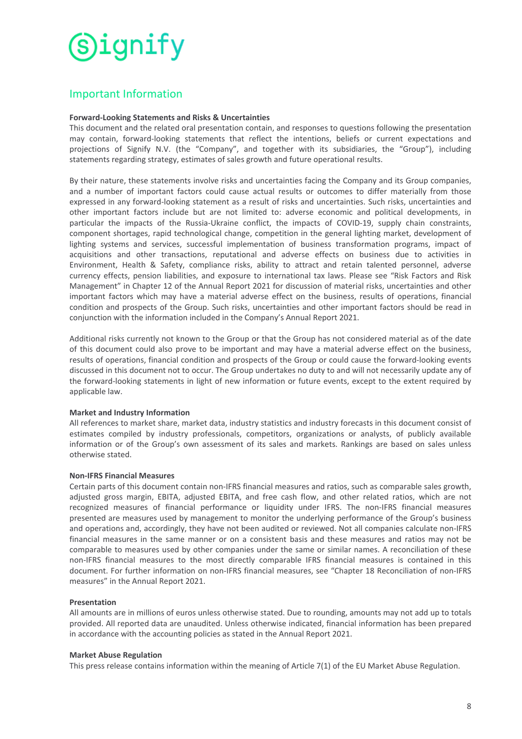## Important Information

**Forward-Looking Statements and Risks & Uncertainties**

This document and the related oral presentation contain, and responses to questions following the presentation may contain, forward-looking statements that reflect the intentions, beliefs or current expectations and projections of Signify N.V. (the "Company", and together with its subsidiaries, the "Group"), including statements regarding strategy, estimates of sales growth and future operational results.

By their nature, these statements involve risks and uncertainties facing the Company and its Group companies, and a number of important factors could cause actual results or outcomes to differ materially from those expressed in any forward-looking statement as a result of risks and uncertainties. Such risks, uncertainties and other important factors include but are not limited to: adverse economic and political developments, in particular the impacts of the Russia-Ukraine conflict, the impacts of COVID-19, supply chain constraints, component shortages, rapid technological change, competition in the general lighting market, development of lighting systems and services, successful implementation of business transformation programs, impact of acquisitions and other transactions, reputational and adverse effects on business due to activities in Environment, Health & Safety, compliance risks, ability to attract and retain talented personnel, adverse currency effects, pension liabilities, and exposure to international tax laws. Please see "Risk Factors and Risk Management" in Chapter 12 of the Annual Report 2021 for discussion of material risks, uncertainties and other important factors which may have a material adverse effect on the business, results of operations, financial condition and prospects of the Group. Such risks, uncertainties and other important factors should be read in conjunction with the information included in the Company's Annual Report 2021.

Additional risks currently not known to the Group or that the Group has not considered material as of the date of this document could also prove to be important and may have a material adverse effect on the business, results of operations, financial condition and prospects of the Group or could cause the forward-looking events discussed in this document not to occur. The Group undertakes no duty to and will not necessarily update any of the forward-looking statements in light of new information or future events, except to the extent required by applicable law.

**Market and Industry Information**

All references to market share, market data, industry statistics and industry forecasts in this document consist of estimates compiled by industry professionals, competitors, organizations or analysts, of publicly available information or of the Group's own assessment of its sales and markets. Rankings are based on sales unless otherwise stated.

**Non-IFRS Financial Measures**

Certain parts of this document contain non-IFRS financial measures and ratios, such as comparable sales growth, adjusted gross margin, EBITA, adjusted EBITA, and free cash flow, and other related ratios, which are not recognized measures of financial performance or liquidity under IFRS. The non-IFRS financial measures presented are measures used by management to monitor the underlying performance of the Group's business and operations and, accordingly, they have not been audited or reviewed. Not all companies calculate non-IFRS financial measures in the same manner or on a consistent basis and these measures and ratios may not be comparable to measures used by other companies under the same or similar names. A reconciliation of these non-IFRS financial measures to the most directly comparable IFRS financial measures is contained in this document. For further information on non-IFRS financial measures, see "Chapter 18 Reconciliation of non-IFRS measures" in the Annual Report 2021.

**Presentation**

All amounts are in millions of euros unless otherwise stated. Due to rounding, amounts may not add up to totals provided. All reported data are unaudited. Unless otherwise indicated, financial information has been prepared in accordance with the accounting policies as stated in the Annual Report 2021.

**Market Abuse Regulation**

This press release contains information within the meaning of Article 7(1) of the EU Market Abuse Regulation.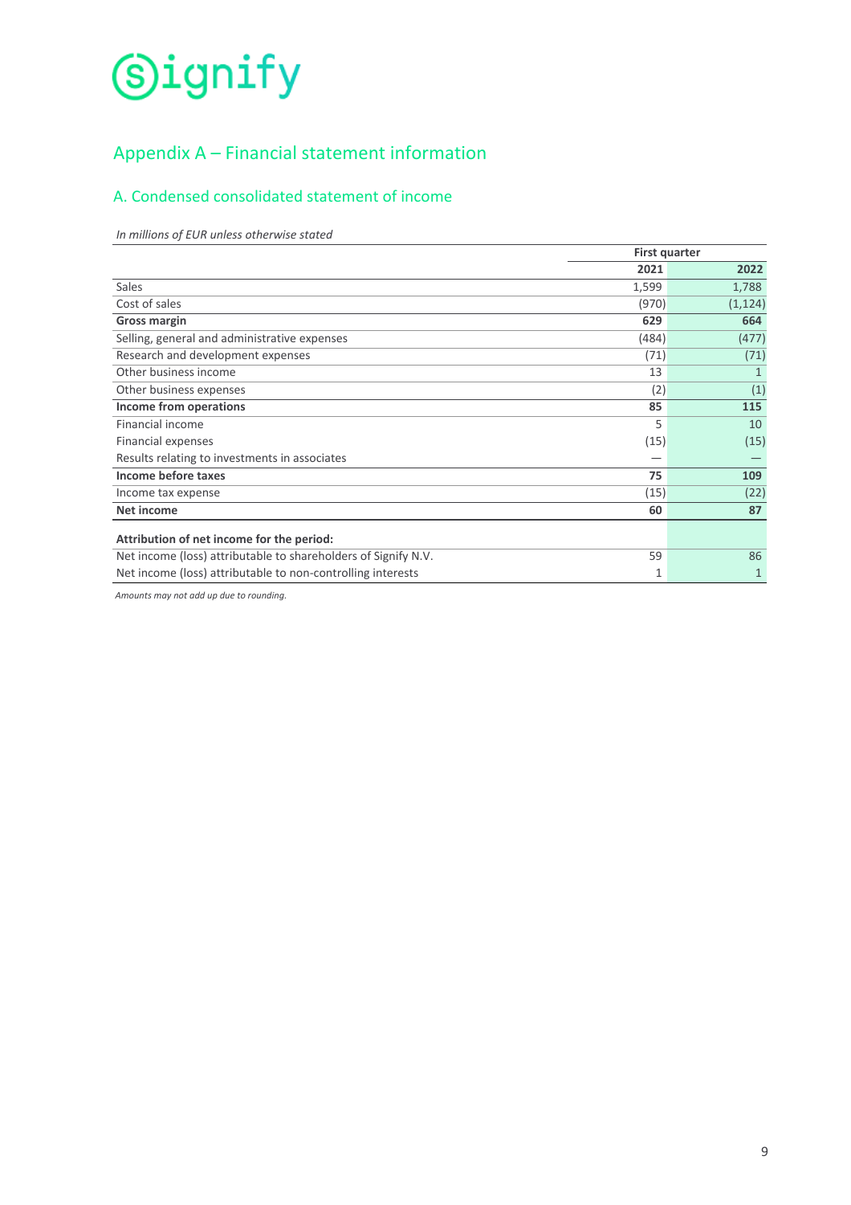# Appendix A – Financial statement information

## A. Condensed consolidated statement of income

*In millions of EUR unless otherwise stated*

| | First quarter | |
|---|---|---|
| | **2021** | **2022** |
| Sales | 1,599 | 1,788 |
| Cost of sales | (970) | (1,124) |
| **Gross margin** | **629** | **664** |
| Selling, general and administrative expenses | (484) | (477) |
| Research and development expenses | (71) | (71) |
| Other business income | 13 | 1 |
| Other business expenses | (2) | (1) |
| **Income from operations** | **85** | **115** |
| Financial income | 5 | 10 |
| Financial expenses | (15) | (15) |
| Results relating to investments in associates | — | — |
| **Income before taxes** | **75** | **109** |
| Income tax expense | (15) | (22) |
| **Net income** | **60** | **87** |
| | | |
| **Attribution of net income for the period:** | | |
| Net income (loss) attributable to shareholders of Signify N.V. | 59 | 86 |
| Net income (loss) attributable to non-controlling interests | 1 | 1 |

*Amounts may not add up due to rounding.*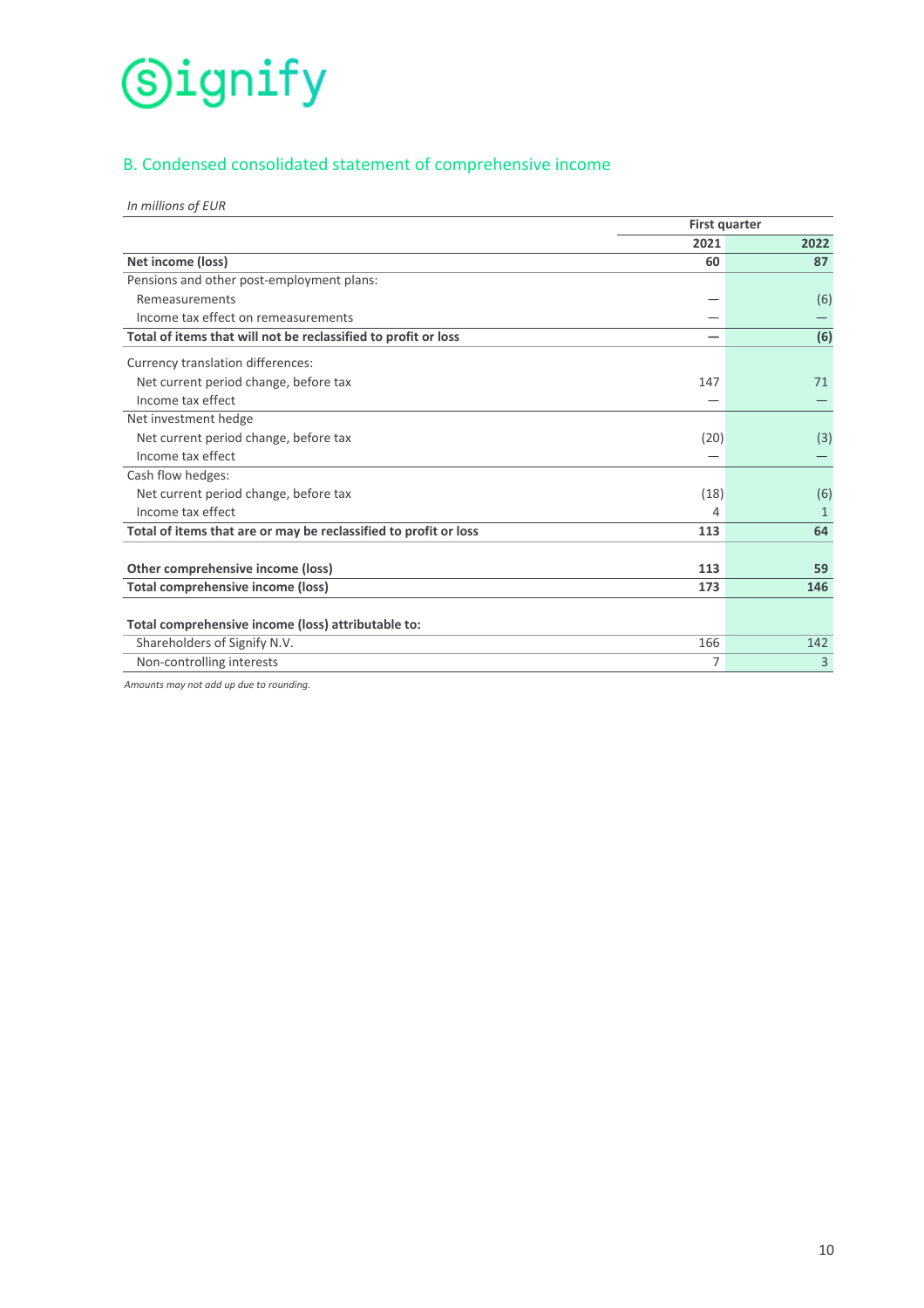## B. Condensed consolidated statement of comprehensive income

*In millions of EUR*

| | First quarter | |
|---|---|---|
| | 2021 | 2022 |
| **Net income (loss)** | **60** | **87** |
| Pensions and other post-employment plans: | | |
| Remeasurements | — | (6) |
| Income tax effect on remeasurements | — | — |
| **Total of items that will not be reclassified to profit or loss** | **—** | **(6)** |
| Currency translation differences: | | |
| Net current period change, before tax | 147 | 71 |
| Income tax effect | — | — |
| Net investment hedge | | |
| Net current period change, before tax | (20) | (3) |
| Income tax effect | — | — |
| Cash flow hedges: | | |
| Net current period change, before tax | (18) | (6) |
| Income tax effect | 4 | 1 |
| **Total of items that are or may be reclassified to profit or loss** | **113** | **64** |
| **Other comprehensive income (loss)** | **113** | **59** |
| **Total comprehensive income (loss)** | **173** | **146** |
| **Total comprehensive income (loss) attributable to:** | | |
| Shareholders of Signify N.V. | 166 | 142 |
| Non-controlling interests | 7 | 3 |

*Amounts may not add up due to rounding.*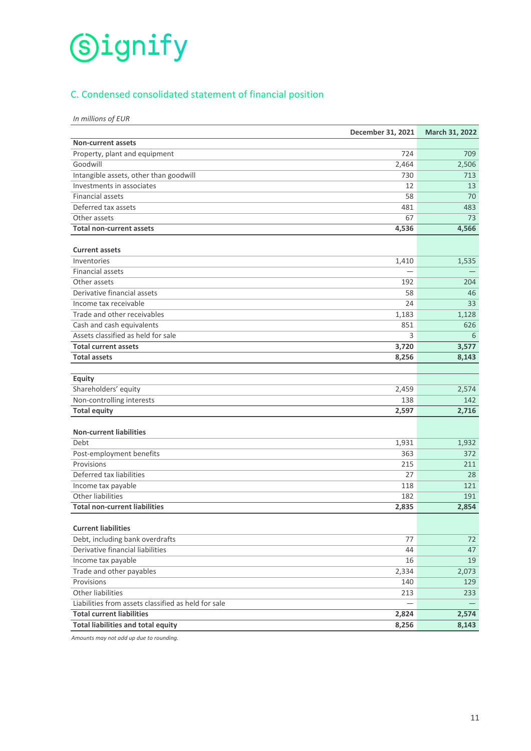## C. Condensed consolidated statement of financial position

*In millions of EUR*

| | December 31, 2021 | March 31, 2022 |
|---|---|---|
| **Non-current assets** | | |
| Property, plant and equipment | 724 | 709 |
| Goodwill | 2,464 | 2,506 |
| Intangible assets, other than goodwill | 730 | 713 |
| Investments in associates | 12 | 13 |
| Financial assets | 58 | 70 |
| Deferred tax assets | 481 | 483 |
| Other assets | 67 | 73 |
| **Total non-current assets** | **4,536** | **4,566** |
| | | |
| **Current assets** | | |
| Inventories | 1,410 | 1,535 |
| Financial assets | — | — |
| Other assets | 192 | 204 |
| Derivative financial assets | 58 | 46 |
| Income tax receivable | 24 | 33 |
| Trade and other receivables | 1,183 | 1,128 |
| Cash and cash equivalents | 851 | 626 |
| Assets classified as held for sale | 3 | 6 |
| **Total current assets** | **3,720** | **3,577** |
| **Total assets** | **8,256** | **8,143** |
| | | |
| **Equity** | | |
| Shareholders' equity | 2,459 | 2,574 |
| Non-controlling interests | 138 | 142 |
| **Total equity** | **2,597** | **2,716** |
| | | |
| **Non-current liabilities** | | |
| Debt | 1,931 | 1,932 |
| Post-employment benefits | 363 | 372 |
| Provisions | 215 | 211 |
| Deferred tax liabilities | 27 | 28 |
| Income tax payable | 118 | 121 |
| Other liabilities | 182 | 191 |
| **Total non-current liabilities** | **2,835** | **2,854** |
| | | |
| **Current liabilities** | | |
| Debt, including bank overdrafts | 77 | 72 |
| Derivative financial liabilities | 44 | 47 |
| Income tax payable | 16 | 19 |
| Trade and other payables | 2,334 | 2,073 |
| Provisions | 140 | 129 |
| Other liabilities | 213 | 233 |
| Liabilities from assets classified as held for sale | — | — |
| **Total current liabilities** | **2,824** | **2,574** |
| **Total liabilities and total equity** | **8,256** | **8,143** |

*Amounts may not add up due to rounding.*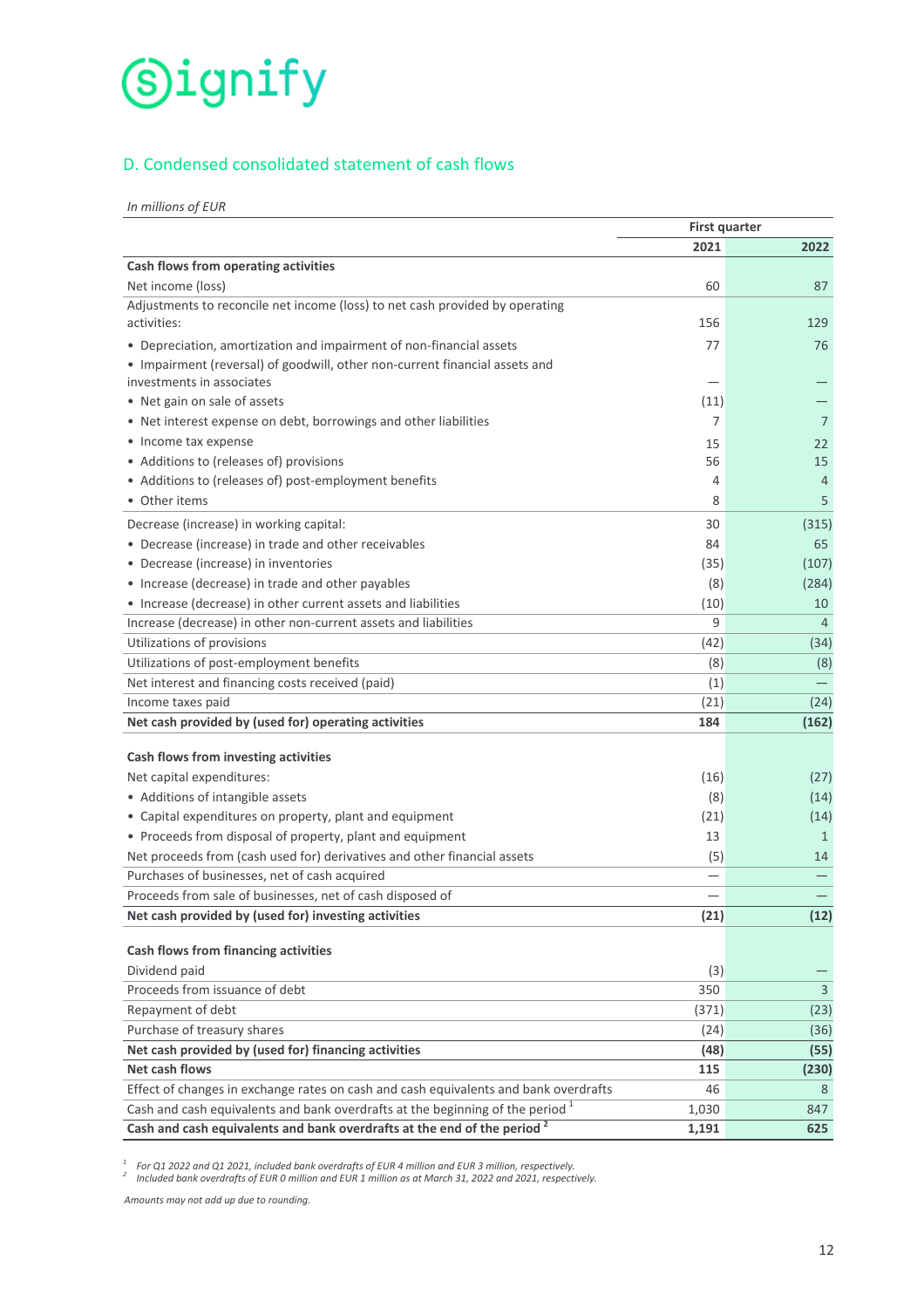## D. Condensed consolidated statement of cash flows

*In millions of EUR*

| | First quarter | |
|---|---|---|
| | 2021 | 2022 |
| **Cash flows from operating activities** | | |
| Net income (loss) | 60 | 87 |
| Adjustments to reconcile net income (loss) to net cash provided by operating activities: | 156 | 129 |
| • Depreciation, amortization and impairment of non-financial assets | 77 | 76 |
| • Impairment (reversal) of goodwill, other non-current financial assets and investments in associates | — | — |
| • Net gain on sale of assets | (11) | — |
| • Net interest expense on debt, borrowings and other liabilities | 7 | 7 |
| • Income tax expense | 15 | 22 |
| • Additions to (releases of) provisions | 56 | 15 |
| • Additions to (releases of) post-employment benefits | 4 | 4 |
| • Other items | 8 | 5 |
| Decrease (increase) in working capital: | 30 | (315) |
| • Decrease (increase) in trade and other receivables | 84 | 65 |
| • Decrease (increase) in inventories | (35) | (107) |
| • Increase (decrease) in trade and other payables | (8) | (284) |
| • Increase (decrease) in other current assets and liabilities | (10) | 10 |
| Increase (decrease) in other non-current assets and liabilities | 9 | 4 |
| Utilizations of provisions | (42) | (34) |
| Utilizations of post-employment benefits | (8) | (8) |
| Net interest and financing costs received (paid) | (1) | — |
| Income taxes paid | (21) | (24) |
| **Net cash provided by (used for) operating activities** | **184** | **(162)** |
| **Cash flows from investing activities** | | |
| Net capital expenditures: | (16) | (27) |
| • Additions of intangible assets | (8) | (14) |
| • Capital expenditures on property, plant and equipment | (21) | (14) |
| • Proceeds from disposal of property, plant and equipment | 13 | 1 |
| Net proceeds from (cash used for) derivatives and other financial assets | (5) | 14 |
| Purchases of businesses, net of cash acquired | — | — |
| Proceeds from sale of businesses, net of cash disposed of | — | — |
| **Net cash provided by (used for) investing activities** | **(21)** | **(12)** |
| **Cash flows from financing activities** | | |
| Dividend paid | (3) | — |
| Proceeds from issuance of debt | 350 | 3 |
| Repayment of debt | (371) | (23) |
| Purchase of treasury shares | (24) | (36) |
| **Net cash provided by (used for) financing activities** | **(48)** | **(55)** |
| **Net cash flows** | **115** | **(230)** |
| Effect of changes in exchange rates on cash and cash equivalents and bank overdrafts | 46 | 8 |
| Cash and cash equivalents and bank overdrafts at the beginning of the period [1] | 1,030 | 847 |
| **Cash and cash equivalents and bank overdrafts at the end of the period [2]** | **1,191** | **625** |

[1] *For Q1 2022 and Q1 2021, included bank overdrafts of EUR 4 million and EUR 3 million, respectively.*

[2] *Included bank overdrafts of EUR 0 million and EUR 1 million as at March 31, 2022 and 2021, respectively.*

*Amounts may not add up due to rounding.*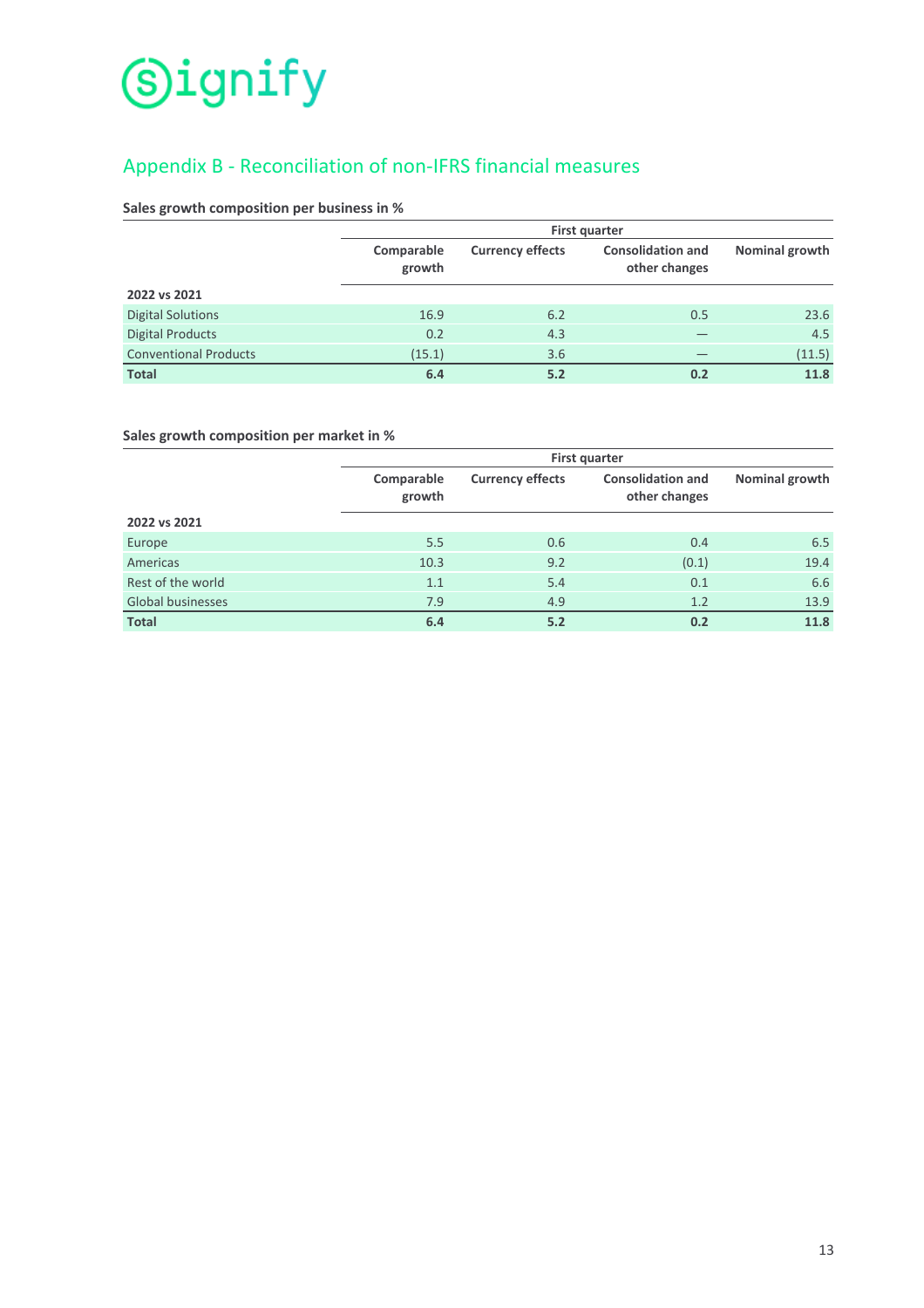## Appendix B - Reconciliation of non-IFRS financial measures

**Sales growth composition per business in %**

| | First quarter | | | |
|---|---|---|---|---|
| | Comparable growth | Currency effects | Consolidation and other changes | Nominal growth |
| **2022 vs 2021** | | | | |
| Digital Solutions | 16.9 | 6.2 | 0.5 | 23.6 |
| Digital Products | 0.2 | 4.3 | — | 4.5 |
| Conventional Products | (15.1) | 3.6 | — | (11.5) |
| **Total** | **6.4** | **5.2** | **0.2** | **11.8** |

**Sales growth composition per market in %**

| | First quarter | | | |
|---|---|---|---|---|
| | Comparable growth | Currency effects | Consolidation and other changes | Nominal growth |
| **2022 vs 2021** | | | | |
| Europe | 5.5 | 0.6 | 0.4 | 6.5 |
| Americas | 10.3 | 9.2 | (0.1) | 19.4 |
| Rest of the world | 1.1 | 5.4 | 0.1 | 6.6 |
| Global businesses | 7.9 | 4.9 | 1.2 | 13.9 |
| **Total** | **6.4** | **5.2** | **0.2** | **11.8** |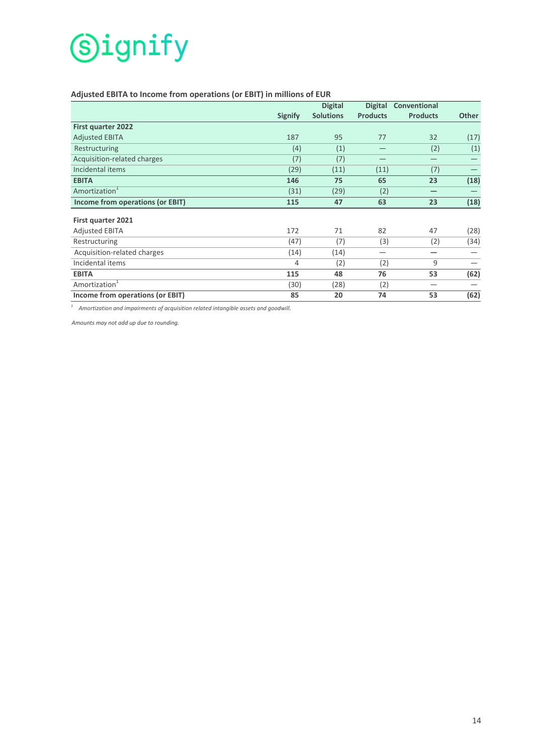**Adjusted EBITA to Income from operations (or EBIT) in millions of EUR**

| | Signify | Digital Solutions | Digital Products | Conventional Products | Other |
|---|---|---|---|---|---|
| **First quarter 2022** | | | | | |
| Adjusted EBITA | 187 | 95 | 77 | 32 | (17) |
| Restructuring | (4) | (1) | — | (2) | (1) |
| Acquisition-related charges | (7) | (7) | — | — | — |
| Incidental items | (29) | (11) | (11) | (7) | — |
| **EBITA** | **146** | **75** | **65** | **23** | **(18)** |
| Amortization[1] | (31) | (29) | (2) | — | — |
| **Income from operations (or EBIT)** | **115** | **47** | **63** | **23** | **(18)** |
| | | | | | |
| **First quarter 2021** | | | | | |
| Adjusted EBITA | 172 | 71 | 82 | 47 | (28) |
| Restructuring | (47) | (7) | (3) | (2) | (34) |
| Acquisition-related charges | (14) | (14) | — | — | — |
| Incidental items | 4 | (2) | (2) | 9 | — |
| **EBITA** | **115** | **48** | **76** | **53** | **(62)** |
| Amortization[1] | (30) | (28) | (2) | — | — |
| **Income from operations (or EBIT)** | **85** | **20** | **74** | **53** | **(62)** |

[1] *Amortization and impairments of acquisition related intangible assets and goodwill.*

*Amounts may not add up due to rounding.*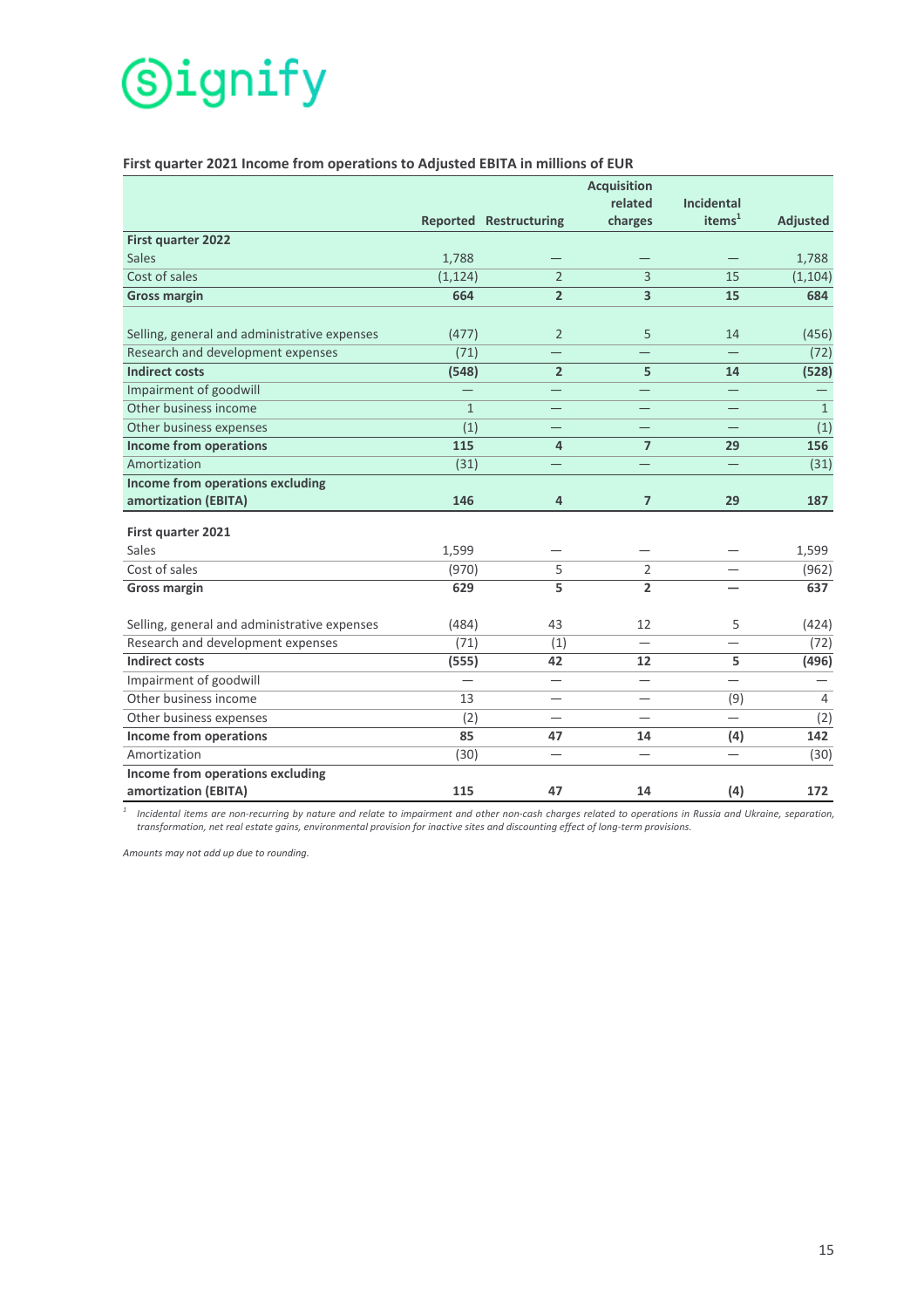**First quarter 2021 Income from operations to Adjusted EBITA in millions of EUR**

| | Reported | Restructuring | Acquisition related charges | Incidental items[1] | Adjusted |
|---|---|---|---|---|---|
| **First quarter 2022** | | | | | |
| Sales | 1,788 | — | — | — | 1,788 |
| Cost of sales | (1,124) | 2 | 3 | 15 | (1,104) |
| **Gross margin** | **664** | **2** | **3** | **15** | **684** |
| | | | | | |
| Selling, general and administrative expenses | (477) | 2 | 5 | 14 | (456) |
| Research and development expenses | (71) | — | — | — | (72) |
| **Indirect costs** | **(548)** | **2** | **5** | **14** | **(528)** |
| Impairment of goodwill | — | — | — | — | — |
| Other business income | 1 | — | — | — | 1 |
| Other business expenses | (1) | — | — | — | (1) |
| **Income from operations** | **115** | **4** | **7** | **29** | **156** |
| Amortization | (31) | — | — | — | (31) |
| **Income from operations excluding amortization (EBITA)** | **146** | **4** | **7** | **29** | **187** |
| | | | | | |
| **First quarter 2021** | | | | | |
| Sales | 1,599 | — | — | — | 1,599 |
| Cost of sales | (970) | 5 | 2 | — | (962) |
| **Gross margin** | **629** | **5** | **2** | **—** | **637** |
| | | | | | |
| Selling, general and administrative expenses | (484) | 43 | 12 | 5 | (424) |
| Research and development expenses | (71) | (1) | — | — | (72) |
| **Indirect costs** | **(555)** | **42** | **12** | **5** | **(496)** |
| Impairment of goodwill | — | — | — | — | — |
| Other business income | 13 | — | — | (9) | 4 |
| Other business expenses | (2) | — | — | — | (2) |
| **Income from operations** | **85** | **47** | **14** | **(4)** | **142** |
| Amortization | (30) | — | — | — | (30) |
| **Income from operations excluding amortization (EBITA)** | **115** | **47** | **14** | **(4)** | **172** |

[1] *Incidental items are non-recurring by nature and relate to impairment and other non-cash charges related to operations in Russia and Ukraine, separation, transformation, net real estate gains, environmental provision for inactive sites and discounting effect of long-term provisions.*

*Amounts may not add up due to rounding.*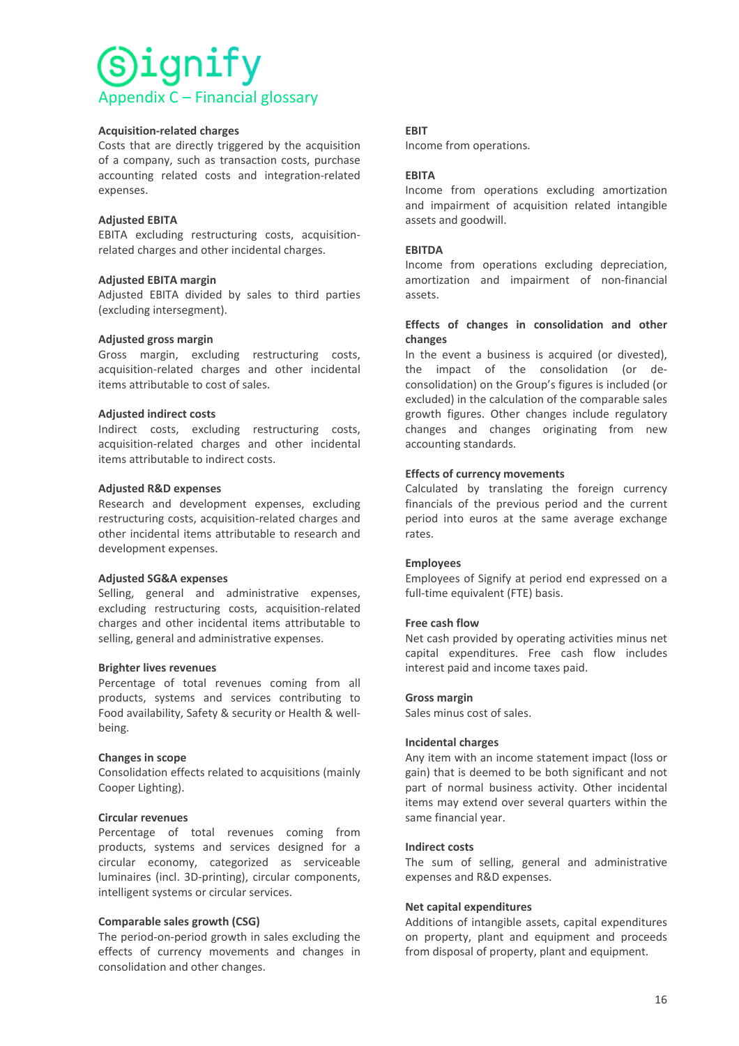Signify

# Appendix C – Financial glossary

**Acquisition-related charges**
Costs that are directly triggered by the acquisition of a company, such as transaction costs, purchase accounting related costs and integration-related expenses.

**Adjusted EBITA**
EBITA excluding restructuring costs, acquisition-related charges and other incidental charges.

**Adjusted EBITA margin**
Adjusted EBITA divided by sales to third parties (excluding intersegment).

**Adjusted gross margin**
Gross margin, excluding restructuring costs, acquisition-related charges and other incidental items attributable to cost of sales.

**Adjusted indirect costs**
Indirect costs, excluding restructuring costs, acquisition-related charges and other incidental items attributable to indirect costs.

**Adjusted R&D expenses**
Research and development expenses, excluding restructuring costs, acquisition-related charges and other incidental items attributable to research and development expenses.

**Adjusted SG&A expenses**
Selling, general and administrative expenses, excluding restructuring costs, acquisition-related charges and other incidental items attributable to selling, general and administrative expenses.

**Brighter lives revenues**
Percentage of total revenues coming from all products, systems and services contributing to Food availability, Safety & security or Health & well-being.

**Changes in scope**
Consolidation effects related to acquisitions (mainly Cooper Lighting).

**Circular revenues**
Percentage of total revenues coming from products, systems and services designed for a circular economy, categorized as serviceable luminaires (incl. 3D-printing), circular components, intelligent systems or circular services.

**Comparable sales growth (CSG)**
The period-on-period growth in sales excluding the effects of currency movements and changes in consolidation and other changes.

**EBIT**
Income from operations.

**EBITA**
Income from operations excluding amortization and impairment of acquisition related intangible assets and goodwill.

**EBITDA**
Income from operations excluding depreciation, amortization and impairment of non-financial assets.

**Effects of changes in consolidation and other changes**
In the event a business is acquired (or divested), the impact of the consolidation (or de-consolidation) on the Group's figures is included (or excluded) in the calculation of the comparable sales growth figures. Other changes include regulatory changes and changes originating from new accounting standards.

**Effects of currency movements**
Calculated by translating the foreign currency financials of the previous period and the current period into euros at the same average exchange rates.

**Employees**
Employees of Signify at period end expressed on a full-time equivalent (FTE) basis.

**Free cash flow**
Net cash provided by operating activities minus net capital expenditures. Free cash flow includes interest paid and income taxes paid.

**Gross margin**
Sales minus cost of sales.

**Incidental charges**
Any item with an income statement impact (loss or gain) that is deemed to be both significant and not part of normal business activity. Other incidental items may extend over several quarters within the same financial year.

**Indirect costs**
The sum of selling, general and administrative expenses and R&D expenses.

**Net capital expenditures**
Additions of intangible assets, capital expenditures on property, plant and equipment and proceeds from disposal of property, plant and equipment.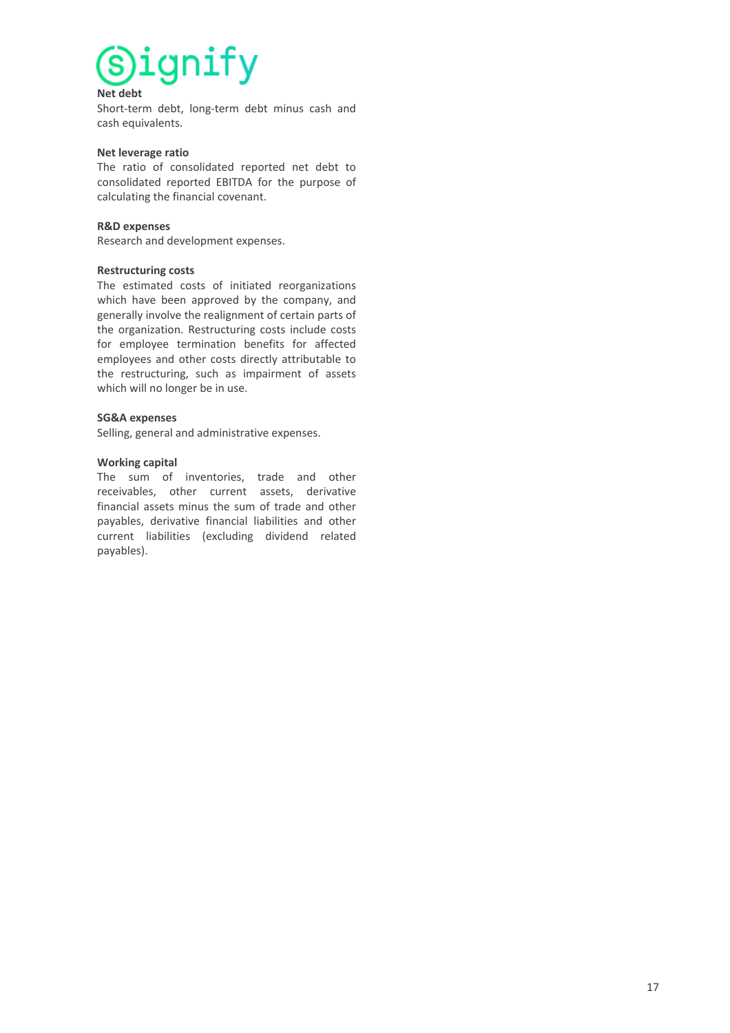**Net debt**
Short-term debt, long-term debt minus cash and cash equivalents.

**Net leverage ratio**
The ratio of consolidated reported net debt to consolidated reported EBITDA for the purpose of calculating the financial covenant.

**R&D expenses**
Research and development expenses.

**Restructuring costs**
The estimated costs of initiated reorganizations which have been approved by the company, and generally involve the realignment of certain parts of the organization. Restructuring costs include costs for employee termination benefits for affected employees and other costs directly attributable to the restructuring, such as impairment of assets which will no longer be in use.

**SG&A expenses**
Selling, general and administrative expenses.

**Working capital**
The sum of inventories, trade and other receivables, other current assets, derivative financial assets minus the sum of trade and other payables, derivative financial liabilities and other current liabilities (excluding dividend related payables).